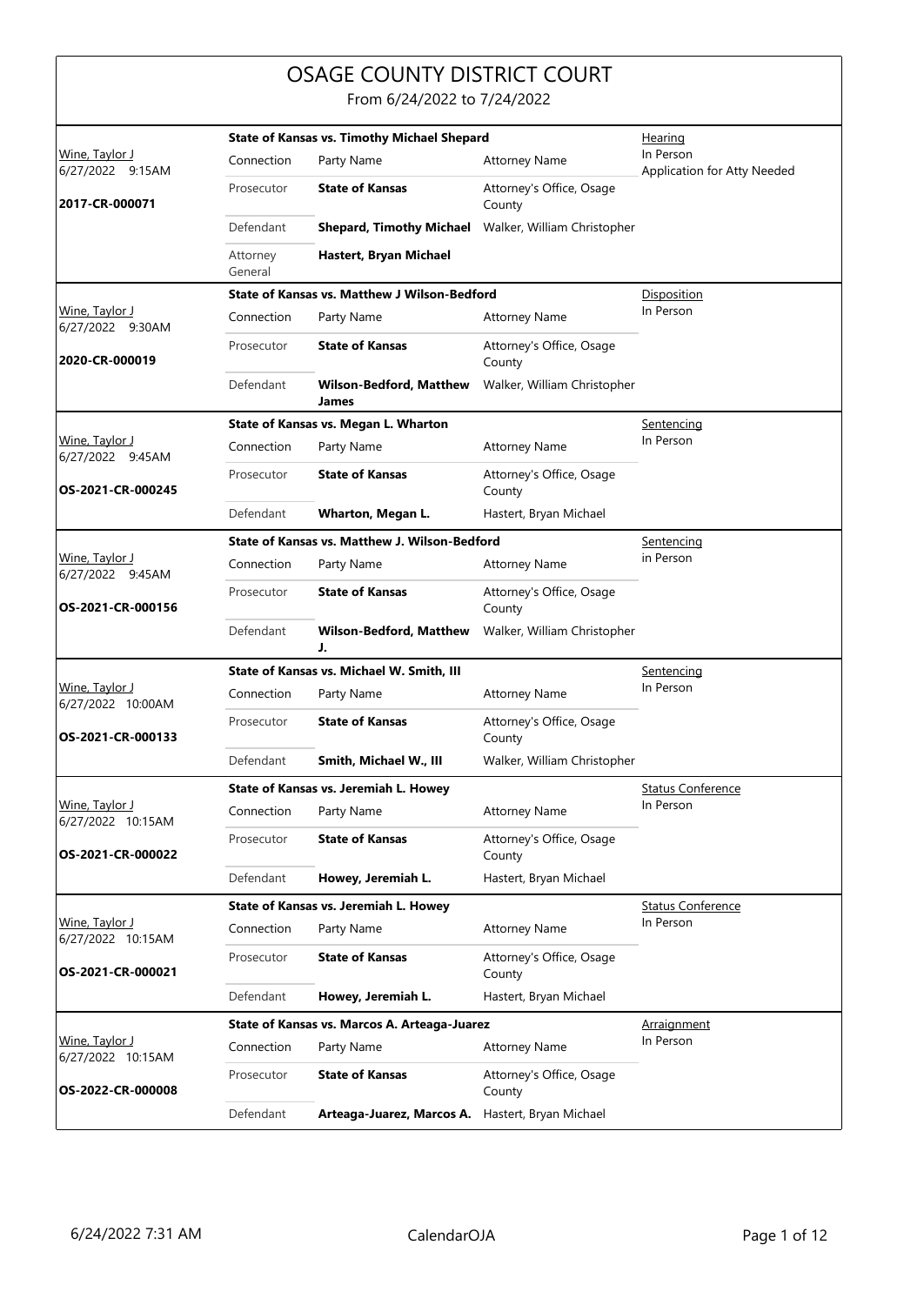# OSAGE COUNTY DISTRICT COURT

From 6/24/2022 to 7/24/2022

| Judge / Date / Case | Connection | Party Name | Attorney Name | Type |
|---|---|---|---|---|
| **State of Kansas vs. Timothy Michael Shepard** | | | | |
| Wine, Taylor J<br>6/27/2022 9:15AM<br>**2017-CR-000071** | Connection | Party Name | Attorney Name | Hearing<br>In Person<br>Application for Atty Needed |
| | Prosecutor | **State of Kansas** | Attorney's Office, Osage County | |
| | Defendant | **Shepard, Timothy Michael** | Walker, William Christopher | |
| | Attorney General | **Hastert, Bryan Michael** | | |
| **State of Kansas vs. Matthew J Wilson-Bedford** | | | | |
| Wine, Taylor J<br>6/27/2022 9:30AM<br>**2020-CR-000019** | Connection | Party Name | Attorney Name | Disposition<br>In Person |
| | Prosecutor | **State of Kansas** | Attorney's Office, Osage County | |
| | Defendant | **Wilson-Bedford, Matthew James** | Walker, William Christopher | |
| **State of Kansas vs. Megan L. Wharton** | | | | |
| Wine, Taylor J<br>6/27/2022 9:45AM<br>**OS-2021-CR-000245** | Connection | Party Name | Attorney Name | Sentencing<br>In Person |
| | Prosecutor | **State of Kansas** | Attorney's Office, Osage County | |
| | Defendant | **Wharton, Megan L.** | Hastert, Bryan Michael | |
| **State of Kansas vs. Matthew J. Wilson-Bedford** | | | | |
| Wine, Taylor J<br>6/27/2022 9:45AM<br>**OS-2021-CR-000156** | Connection | Party Name | Attorney Name | Sentencing<br>in Person |
| | Prosecutor | **State of Kansas** | Attorney's Office, Osage County | |
| | Defendant | **Wilson-Bedford, Matthew J.** | Walker, William Christopher | |
| **State of Kansas vs. Michael W. Smith, III** | | | | |
| Wine, Taylor J<br>6/27/2022 10:00AM<br>**OS-2021-CR-000133** | Connection | Party Name | Attorney Name | Sentencing<br>In Person |
| | Prosecutor | **State of Kansas** | Attorney's Office, Osage County | |
| | Defendant | **Smith, Michael W., III** | Walker, William Christopher | |
| **State of Kansas vs. Jeremiah L. Howey** | | | | |
| Wine, Taylor J<br>6/27/2022 10:15AM<br>**OS-2021-CR-000022** | Connection | Party Name | Attorney Name | Status Conference<br>In Person |
| | Prosecutor | **State of Kansas** | Attorney's Office, Osage County | |
| | Defendant | **Howey, Jeremiah L.** | Hastert, Bryan Michael | |
| **State of Kansas vs. Jeremiah L. Howey** | | | | |
| Wine, Taylor J<br>6/27/2022 10:15AM<br>**OS-2021-CR-000021** | Connection | Party Name | Attorney Name | Status Conference<br>In Person |
| | Prosecutor | **State of Kansas** | Attorney's Office, Osage County | |
| | Defendant | **Howey, Jeremiah L.** | Hastert, Bryan Michael | |
| **State of Kansas vs. Marcos A. Arteaga-Juarez** | | | | |
| Wine, Taylor J<br>6/27/2022 10:15AM<br>**OS-2022-CR-000008** | Connection | Party Name | Attorney Name | Arraignment<br>In Person |
| | Prosecutor | **State of Kansas** | Attorney's Office, Osage County | |
| | Defendant | **Arteaga-Juarez, Marcos A.** | Hastert, Bryan Michael | |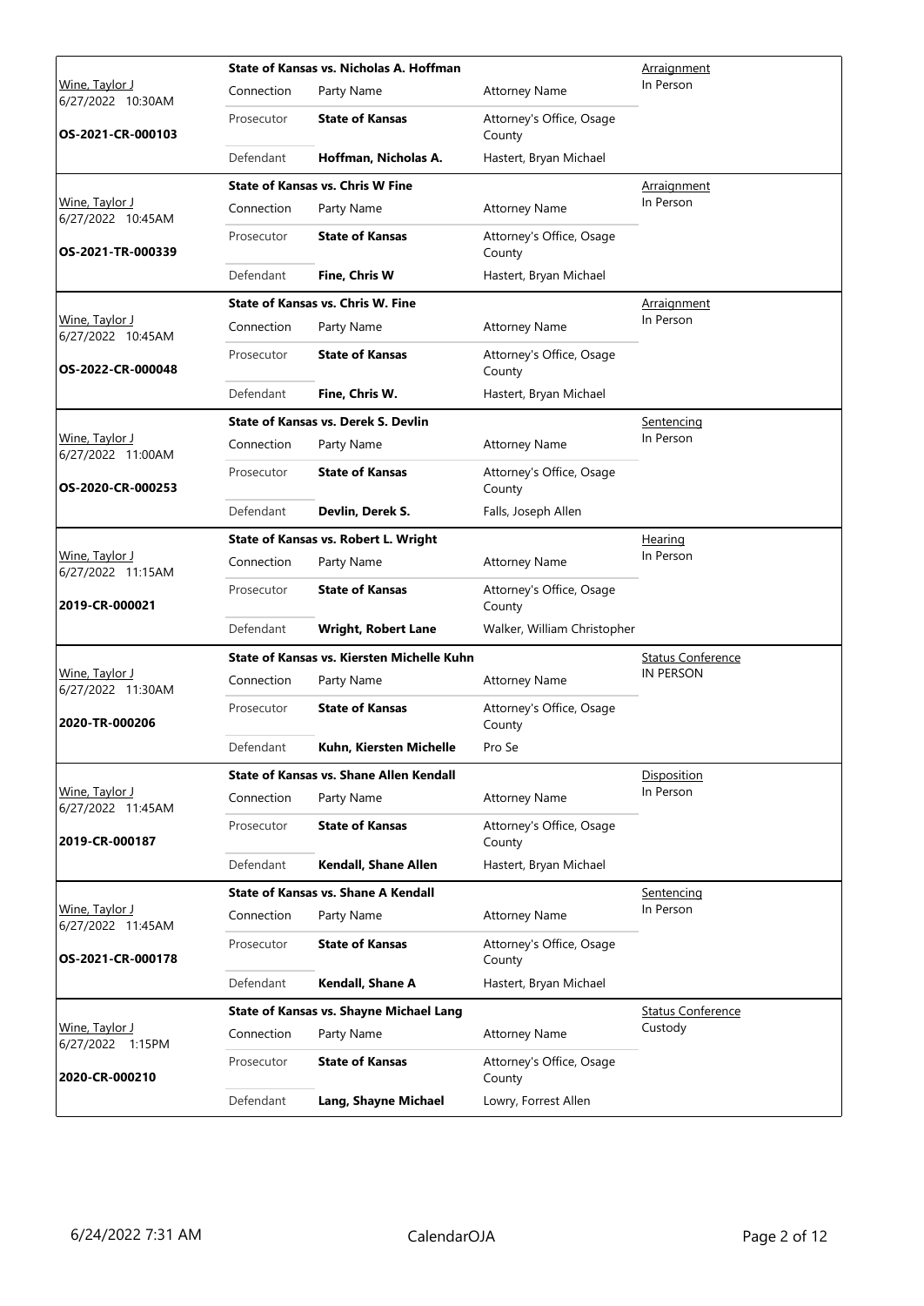| Judge / Date / Case | Case Title | Connection | Party Name | Attorney Name | Hearing Type |
| --- | --- | --- | --- | --- | --- |
| Wine, Taylor J<br>6/27/2022 10:30AM<br>**OS-2021-CR-000103** | **State of Kansas vs. Nicholas A. Hoffman** | Prosecutor | **State of Kansas** | Attorney's Office, Osage County | Arraignment<br>In Person |
| | | Defendant | **Hoffman, Nicholas A.** | Hastert, Bryan Michael | |
| Wine, Taylor J<br>6/27/2022 10:45AM<br>**OS-2021-TR-000339** | **State of Kansas vs. Chris W Fine** | Prosecutor | **State of Kansas** | Attorney's Office, Osage County | Arraignment<br>In Person |
| | | Defendant | **Fine, Chris W** | Hastert, Bryan Michael | |
| Wine, Taylor J<br>6/27/2022 10:45AM<br>**OS-2022-CR-000048** | **State of Kansas vs. Chris W. Fine** | Prosecutor | **State of Kansas** | Attorney's Office, Osage County | Arraignment<br>In Person |
| | | Defendant | **Fine, Chris W.** | Hastert, Bryan Michael | |
| Wine, Taylor J<br>6/27/2022 11:00AM<br>**OS-2020-CR-000253** | **State of Kansas vs. Derek S. Devlin** | Prosecutor | **State of Kansas** | Attorney's Office, Osage County | Sentencing<br>In Person |
| | | Defendant | **Devlin, Derek S.** | Falls, Joseph Allen | |
| Wine, Taylor J<br>6/27/2022 11:15AM<br>**2019-CR-000021** | **State of Kansas vs. Robert L. Wright** | Prosecutor | **State of Kansas** | Attorney's Office, Osage County | Hearing<br>In Person |
| | | Defendant | **Wright, Robert Lane** | Walker, William Christopher | |
| Wine, Taylor J<br>6/27/2022 11:30AM<br>**2020-TR-000206** | **State of Kansas vs. Kiersten Michelle Kuhn** | Prosecutor | **State of Kansas** | Attorney's Office, Osage County | Status Conference<br>IN PERSON |
| | | Defendant | **Kuhn, Kiersten Michelle** | Pro Se | |
| Wine, Taylor J<br>6/27/2022 11:45AM<br>**2019-CR-000187** | **State of Kansas vs. Shane Allen Kendall** | Prosecutor | **State of Kansas** | Attorney's Office, Osage County | Disposition<br>In Person |
| | | Defendant | **Kendall, Shane Allen** | Hastert, Bryan Michael | |
| Wine, Taylor J<br>6/27/2022 11:45AM<br>**OS-2021-CR-000178** | **State of Kansas vs. Shane A Kendall** | Prosecutor | **State of Kansas** | Attorney's Office, Osage County | Sentencing<br>In Person |
| | | Defendant | **Kendall, Shane A** | Hastert, Bryan Michael | |
| Wine, Taylor J<br>6/27/2022 1:15PM<br>**2020-CR-000210** | **State of Kansas vs. Shayne Michael Lang** | Prosecutor | **State of Kansas** | Attorney's Office, Osage County | Status Conference<br>Custody |
| | | Defendant | **Lang, Shayne Michael** | Lowry, Forrest Allen | |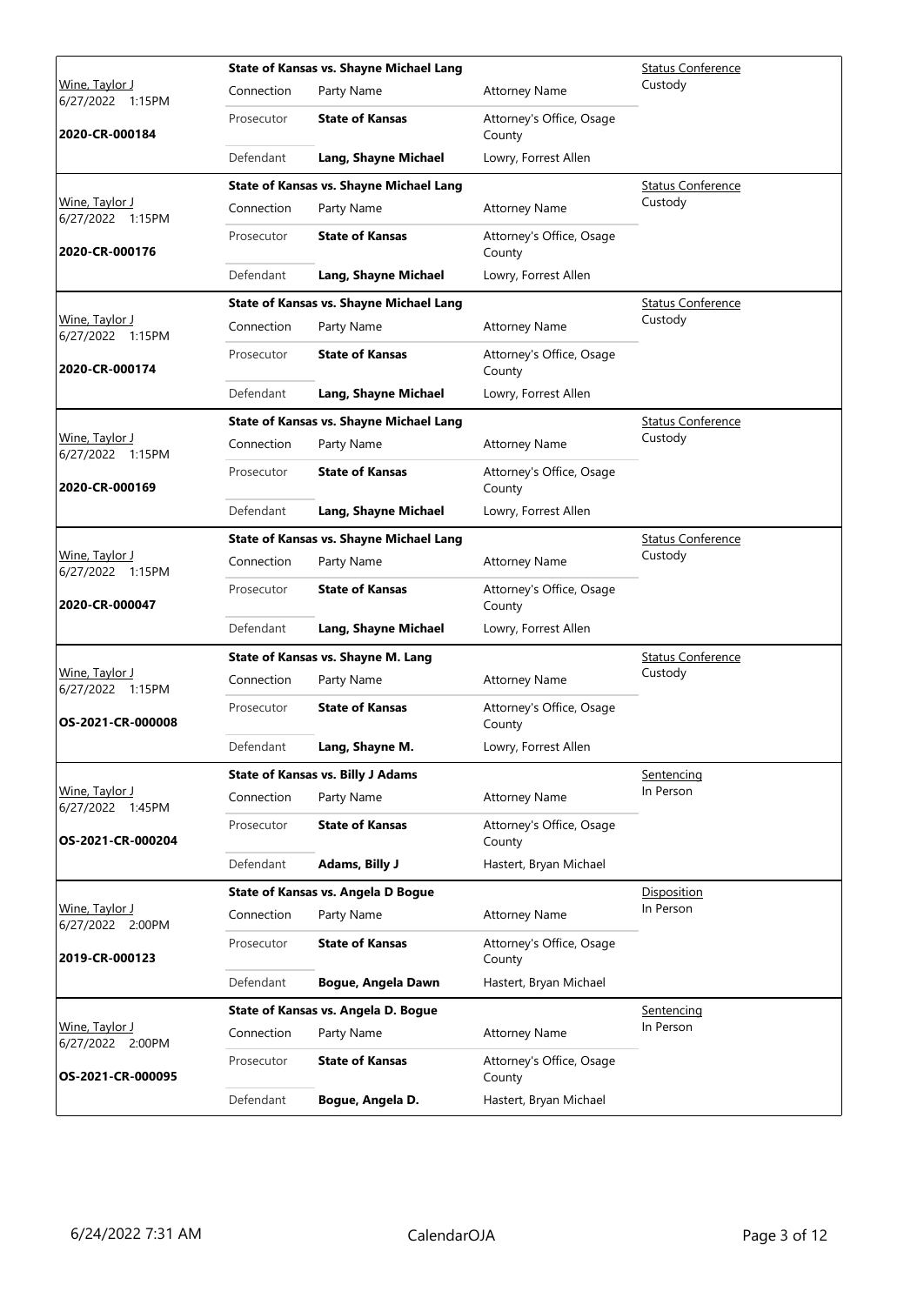| Judge / Date / Case | Case Title | Connection | Party Name | Attorney Name | Hearing Type |
|---|---|---|---|---|---|
| Wine, Taylor J<br>6/27/2022 1:15PM<br>**2020-CR-000184** | **State of Kansas vs. Shayne Michael Lang** | Prosecutor | **State of Kansas** | Attorney's Office, Osage County | Status Conference<br>Custody |
| | | Defendant | **Lang, Shayne Michael** | Lowry, Forrest Allen | |
| Wine, Taylor J<br>6/27/2022 1:15PM<br>**2020-CR-000176** | **State of Kansas vs. Shayne Michael Lang** | Prosecutor | **State of Kansas** | Attorney's Office, Osage County | Status Conference<br>Custody |
| | | Defendant | **Lang, Shayne Michael** | Lowry, Forrest Allen | |
| Wine, Taylor J<br>6/27/2022 1:15PM<br>**2020-CR-000174** | **State of Kansas vs. Shayne Michael Lang** | Prosecutor | **State of Kansas** | Attorney's Office, Osage County | Status Conference<br>Custody |
| | | Defendant | **Lang, Shayne Michael** | Lowry, Forrest Allen | |
| Wine, Taylor J<br>6/27/2022 1:15PM<br>**2020-CR-000169** | **State of Kansas vs. Shayne Michael Lang** | Prosecutor | **State of Kansas** | Attorney's Office, Osage County | Status Conference<br>Custody |
| | | Defendant | **Lang, Shayne Michael** | Lowry, Forrest Allen | |
| Wine, Taylor J<br>6/27/2022 1:15PM<br>**2020-CR-000047** | **State of Kansas vs. Shayne Michael Lang** | Prosecutor | **State of Kansas** | Attorney's Office, Osage County | Status Conference<br>Custody |
| | | Defendant | **Lang, Shayne Michael** | Lowry, Forrest Allen | |
| Wine, Taylor J<br>6/27/2022 1:15PM<br>**OS-2021-CR-000008** | **State of Kansas vs. Shayne M. Lang** | Prosecutor | **State of Kansas** | Attorney's Office, Osage County | Status Conference<br>Custody |
| | | Defendant | **Lang, Shayne M.** | Lowry, Forrest Allen | |
| Wine, Taylor J<br>6/27/2022 1:45PM<br>**OS-2021-CR-000204** | **State of Kansas vs. Billy J Adams** | Prosecutor | **State of Kansas** | Attorney's Office, Osage County | Sentencing<br>In Person |
| | | Defendant | **Adams, Billy J** | Hastert, Bryan Michael | |
| Wine, Taylor J<br>6/27/2022 2:00PM<br>**2019-CR-000123** | **State of Kansas vs. Angela D Bogue** | Prosecutor | **State of Kansas** | Attorney's Office, Osage County | Disposition<br>In Person |
| | | Defendant | **Bogue, Angela Dawn** | Hastert, Bryan Michael | |
| Wine, Taylor J<br>6/27/2022 2:00PM<br>**OS-2021-CR-000095** | **State of Kansas vs. Angela D. Bogue** | Prosecutor | **State of Kansas** | Attorney's Office, Osage County | Sentencing<br>In Person |
| | | Defendant | **Bogue, Angela D.** | Hastert, Bryan Michael | |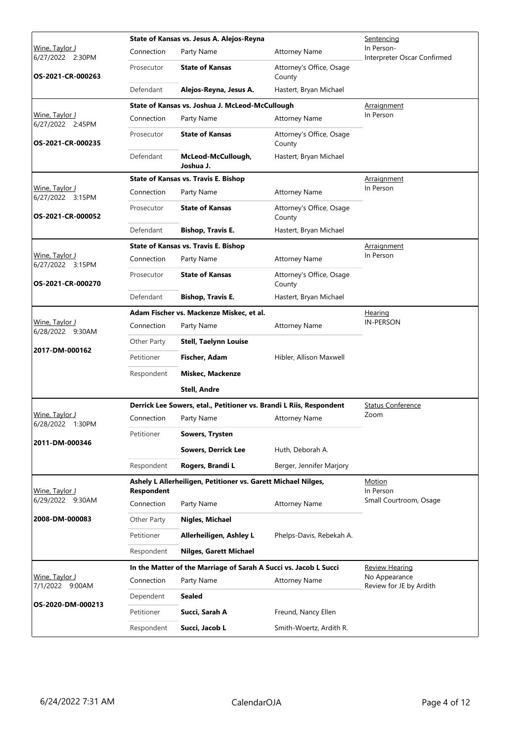| Judge / Date / Case | Case Title | | | Hearing |
|---|---|---|---|---|
| Wine, Taylor J<br>6/27/2022 2:30PM<br>**OS-2021-CR-000263** | **State of Kansas vs. Jesus A. Alejos-Reyna** | | | Sentencing<br>In Person-<br>Interpreter Oscar Confirmed |
| | Connection | Party Name | Attorney Name | |
| | Prosecutor | **State of Kansas** | Attorney's Office, Osage County | |
| | Defendant | **Alejos-Reyna, Jesus A.** | Hastert, Bryan Michael | |
| Wine, Taylor J<br>6/27/2022 2:45PM<br>**OS-2021-CR-000235** | **State of Kansas vs. Joshua J. McLeod-McCullough** | | | Arraignment<br>In Person |
| | Connection | Party Name | Attorney Name | |
| | Prosecutor | **State of Kansas** | Attorney's Office, Osage County | |
| | Defendant | **McLeod-McCullough, Joshua J.** | Hastert, Bryan Michael | |
| Wine, Taylor J<br>6/27/2022 3:15PM<br>**OS-2021-CR-000052** | **State of Kansas vs. Travis E. Bishop** | | | Arraignment<br>In Person |
| | Connection | Party Name | Attorney Name | |
| | Prosecutor | **State of Kansas** | Attorney's Office, Osage County | |
| | Defendant | **Bishop, Travis E.** | Hastert, Bryan Michael | |
| Wine, Taylor J<br>6/27/2022 3:15PM<br>**OS-2021-CR-000270** | **State of Kansas vs. Travis E. Bishop** | | | Arraignment<br>In Person |
| | Connection | Party Name | Attorney Name | |
| | Prosecutor | **State of Kansas** | Attorney's Office, Osage County | |
| | Defendant | **Bishop, Travis E.** | Hastert, Bryan Michael | |
| Wine, Taylor J<br>6/28/2022 9:30AM<br>**2017-DM-000162** | **Adam Fischer vs. Mackenze Miskec, et al.** | | | Hearing<br>IN-PERSON |
| | Connection | Party Name | Attorney Name | |
| | Other Party | **Stell, Taelynn Louise** | | |
| | Petitioner | **Fischer, Adam** | Hibler, Allison Maxwell | |
| | Respondent | **Miskec, Mackenze** | | |
| | | **Stell, Andre** | | |
| Wine, Taylor J<br>6/28/2022 1:30PM<br>**2011-DM-000346** | **Derrick Lee Sowers, etal., Petitioner vs. Brandi L Riis, Respondent** | | | Status Conference<br>Zoom |
| | Connection | Party Name | Attorney Name | |
| | Petitioner | **Sowers, Trysten** | | |
| | | **Sowers, Derrick Lee** | Huth, Deborah A. | |
| | Respondent | **Rogers, Brandi L** | Berger, Jennifer Marjory | |
| Wine, Taylor J<br>6/29/2022 9:30AM<br>**2008-DM-000083** | **Ashely L Allerheiligen, Petitioner vs. Garett Michael Nilges, Respondent** | | | Motion<br>In Person<br>Small Courtroom, Osage |
| | Connection | Party Name | Attorney Name | |
| | Other Party | **Nigles, Michael** | | |
| | Petitioner | **Allerheiligen, Ashley L** | Phelps-Davis, Rebekah A. | |
| | Respondent | **Nilges, Garett Michael** | | |
| Wine, Taylor J<br>7/1/2022 9:00AM<br>**OS-2020-DM-000213** | **In the Matter of the Marriage of Sarah A Succi vs. Jacob L Succi** | | | Review Hearing<br>No Appearance<br>Review for JE by Ardith |
| | Connection | Party Name | Attorney Name | |
| | Dependent | **Sealed** | | |
| | Petitioner | **Succi, Sarah A** | Freund, Nancy Ellen | |
| | Respondent | **Succi, Jacob L** | Smith-Woertz, Ardith R. | |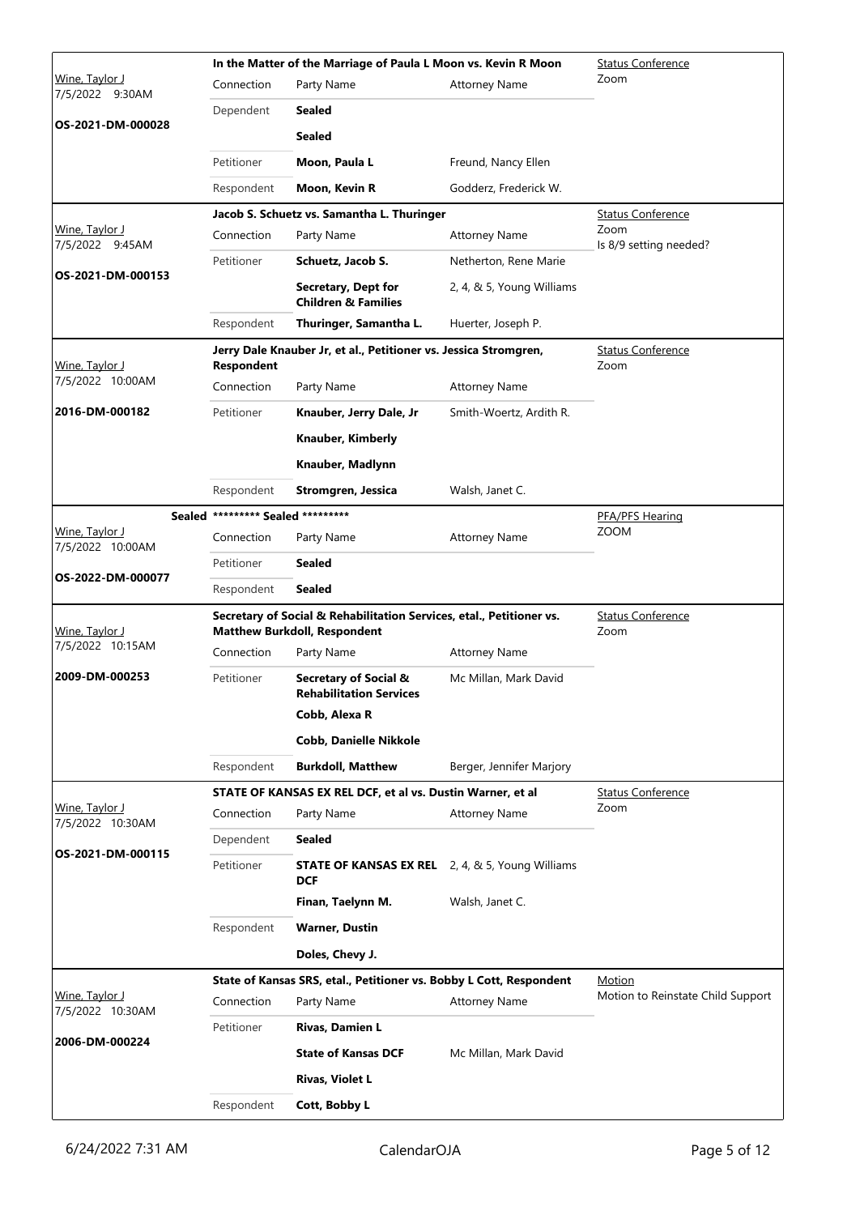| Judge / Time / Case | Case Title / Connection | Party Name | Attorney Name | Hearing Type / Location |
|---|---|---|---|---|
| Wine, Taylor J<br>7/5/2022 9:30AM<br>**OS-2021-DM-000028** | **In the Matter of the Marriage of Paula L Moon vs. Kevin R Moon** | | | Status Conference<br>Zoom |
| | Connection | Party Name | Attorney Name | |
| | Dependent | **Sealed** | | |
| | | **Sealed** | | |
| | Petitioner | **Moon, Paula L** | Freund, Nancy Ellen | |
| | Respondent | **Moon, Kevin R** | Godderz, Frederick W. | |
| Wine, Taylor J<br>7/5/2022 9:45AM<br>**OS-2021-DM-000153** | **Jacob S. Schuetz vs. Samantha L. Thuringer** | | | Status Conference<br>Zoom<br>Is 8/9 setting needed? |
| | Connection | Party Name | Attorney Name | |
| | Petitioner | **Schuetz, Jacob S.** | Netherton, Rene Marie | |
| | | **Secretary, Dept for Children & Families** | 2, 4, & 5, Young Williams | |
| | Respondent | **Thuringer, Samantha L.** | Huerter, Joseph P. | |
| Wine, Taylor J<br>7/5/2022 10:00AM<br>**2016-DM-000182** | **Jerry Dale Knauber Jr, et al., Petitioner vs. Jessica Stromgren, Respondent** | | | Status Conference<br>Zoom |
| | Connection | Party Name | Attorney Name | |
| | Petitioner | **Knauber, Jerry Dale, Jr** | Smith-Woertz, Ardith R. | |
| | | **Knauber, Kimberly** | | |
| | | **Knauber, Madlynn** | | |
| | Respondent | **Stromgren, Jessica** | Walsh, Janet C. | |
| Sealed<br>Wine, Taylor J<br>7/5/2022 10:00AM<br>**OS-2022-DM-000077** | **\*\*\*\*\*\*\*\*\* Sealed \*\*\*\*\*\*\*\*\*** | | | PFA/PFS Hearing<br>ZOOM |
| | Connection | Party Name | Attorney Name | |
| | Petitioner | **Sealed** | | |
| | Respondent | **Sealed** | | |
| Wine, Taylor J<br>7/5/2022 10:15AM<br>**2009-DM-000253** | **Secretary of Social & Rehabilitation Services, etal., Petitioner vs. Matthew Burkdoll, Respondent** | | | Status Conference<br>Zoom |
| | Connection | Party Name | Attorney Name | |
| | Petitioner | **Secretary of Social & Rehabilitation Services** | Mc Millan, Mark David | |
| | | **Cobb, Alexa R** | | |
| | | **Cobb, Danielle Nikkole** | | |
| | Respondent | **Burkdoll, Matthew** | Berger, Jennifer Marjory | |
| Wine, Taylor J<br>7/5/2022 10:30AM<br>**OS-2021-DM-000115** | **STATE OF KANSAS EX REL DCF, et al vs. Dustin Warner, et al** | | | Status Conference<br>Zoom |
| | Connection | Party Name | Attorney Name | |
| | Dependent | **Sealed** | | |
| | Petitioner | **STATE OF KANSAS EX REL DCF** | 2, 4, & 5, Young Williams | |
| | | **Finan, Taelynn M.** | Walsh, Janet C. | |
| | Respondent | **Warner, Dustin** | | |
| | | **Doles, Chevy J.** | | |
| Wine, Taylor J<br>7/5/2022 10:30AM<br>**2006-DM-000224** | **State of Kansas SRS, etal., Petitioner vs. Bobby L Cott, Respondent** | | | Motion<br>Motion to Reinstate Child Support |
| | Connection | Party Name | Attorney Name | |
| | Petitioner | **Rivas, Damien L** | | |
| | | **State of Kansas DCF** | Mc Millan, Mark David | |
| | | **Rivas, Violet L** | | |
| | Respondent | **Cott, Bobby L** | | |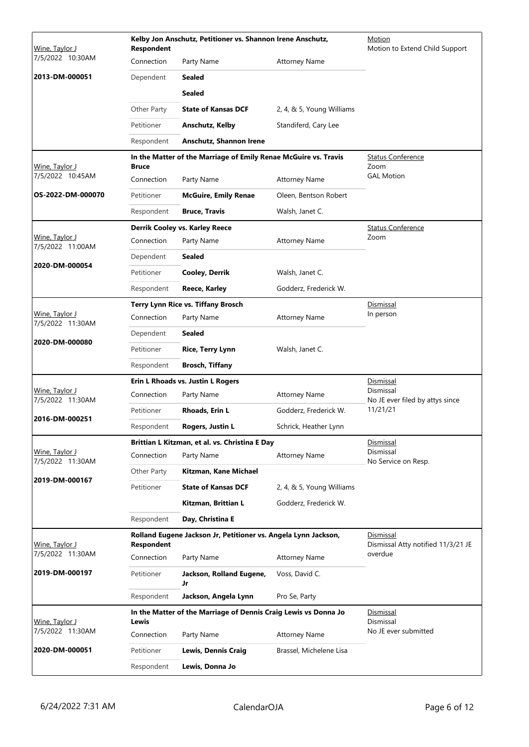| Judge / Date / Case | Case Title | | | Hearing |
|---|---|---|---|---|
| Wine, Taylor J<br>7/5/2022 10:30AM<br>**2013-DM-000051** | **Kelby Jon Anschutz, Petitioner vs. Shannon Irene Anschutz, Respondent** | | | Motion<br>Motion to Extend Child Support |
| | Connection | Party Name | Attorney Name | |
| | Dependent | **Sealed** | | |
| | | **Sealed** | | |
| | Other Party | **State of Kansas DCF** | 2, 4, & 5, Young Williams | |
| | Petitioner | **Anschutz, Kelby** | Standiferd, Cary Lee | |
| | Respondent | **Anschutz, Shannon Irene** | | |

| Judge / Date / Case | Case Title | | | Hearing |
|---|---|---|---|---|
| Wine, Taylor J<br>7/5/2022 10:45AM<br>**OS-2022-DM-000070** | **In the Matter of the Marriage of Emily Renae McGuire vs. Travis Bruce** | | | Status Conference<br>Zoom<br>GAL Motion |
| | Connection | Party Name | Attorney Name | |
| | Petitioner | **McGuire, Emily Renae** | Oleen, Bentson Robert | |
| | Respondent | **Bruce, Travis** | Walsh, Janet C. | |

| Judge / Date / Case | Case Title | | | Hearing |
|---|---|---|---|---|
| Wine, Taylor J<br>7/5/2022 11:00AM<br>**2020-DM-000054** | **Derrik Cooley vs. Karley Reece** | | | Status Conference<br>Zoom |
| | Connection | Party Name | Attorney Name | |
| | Dependent | **Sealed** | | |
| | Petitioner | **Cooley, Derrik** | Walsh, Janet C. | |
| | Respondent | **Reece, Karley** | Godderz, Frederick W. | |

| Judge / Date / Case | Case Title | | | Hearing |
|---|---|---|---|---|
| Wine, Taylor J<br>7/5/2022 11:30AM<br>**2020-DM-000080** | **Terry Lynn Rice vs. Tiffany Brosch** | | | Dismissal<br>In person |
| | Connection | Party Name | Attorney Name | |
| | Dependent | **Sealed** | | |
| | Petitioner | **Rice, Terry Lynn** | Walsh, Janet C. | |
| | Respondent | **Brosch, Tiffany** | | |

| Judge / Date / Case | Case Title | | | Hearing |
|---|---|---|---|---|
| Wine, Taylor J<br>7/5/2022 11:30AM<br>**2016-DM-000251** | **Erin L Rhoads vs. Justin L Rogers** | | | Dismissal<br>Dismissal<br>No JE ever filed by attys since 11/21/21 |
| | Connection | Party Name | Attorney Name | |
| | Petitioner | **Rhoads, Erin L** | Godderz, Frederick W. | |
| | Respondent | **Rogers, Justin L** | Schrick, Heather Lynn | |

| Judge / Date / Case | Case Title | | | Hearing |
|---|---|---|---|---|
| Wine, Taylor J<br>7/5/2022 11:30AM<br>**2019-DM-000167** | **Brittian L Kitzman, et al. vs. Christina E Day** | | | Dismissal<br>Dismissal<br>No Service on Resp. |
| | Connection | Party Name | Attorney Name | |
| | Other Party | **Kitzman, Kane Michael** | | |
| | Petitioner | **State of Kansas DCF** | 2, 4, & 5, Young Williams | |
| | | **Kitzman, Brittian L** | Godderz, Frederick W. | |
| | Respondent | **Day, Christina E** | | |

| Judge / Date / Case | Case Title | | | Hearing |
|---|---|---|---|---|
| Wine, Taylor J<br>7/5/2022 11:30AM<br>**2019-DM-000197** | **Rolland Eugene Jackson Jr, Petitioner vs. Angela Lynn Jackson, Respondent** | | | Dismissal<br>Dismissal Atty notified 11/3/21 JE overdue |
| | Connection | Party Name | Attorney Name | |
| | Petitioner | **Jackson, Rolland Eugene, Jr** | Voss, David C. | |
| | Respondent | **Jackson, Angela Lynn** | Pro Se, Party | |

| Judge / Date / Case | Case Title | | | Hearing |
|---|---|---|---|---|
| Wine, Taylor J<br>7/5/2022 11:30AM<br>**2020-DM-000051** | **In the Matter of the Marriage of Dennis Craig Lewis vs Donna Jo Lewis** | | | Dismissal<br>Dismissal<br>No JE ever submitted |
| | Connection | Party Name | Attorney Name | |
| | Petitioner | **Lewis, Dennis Craig** | Brassel, Michelene Lisa | |
| | Respondent | **Lewis, Donna Jo** | | |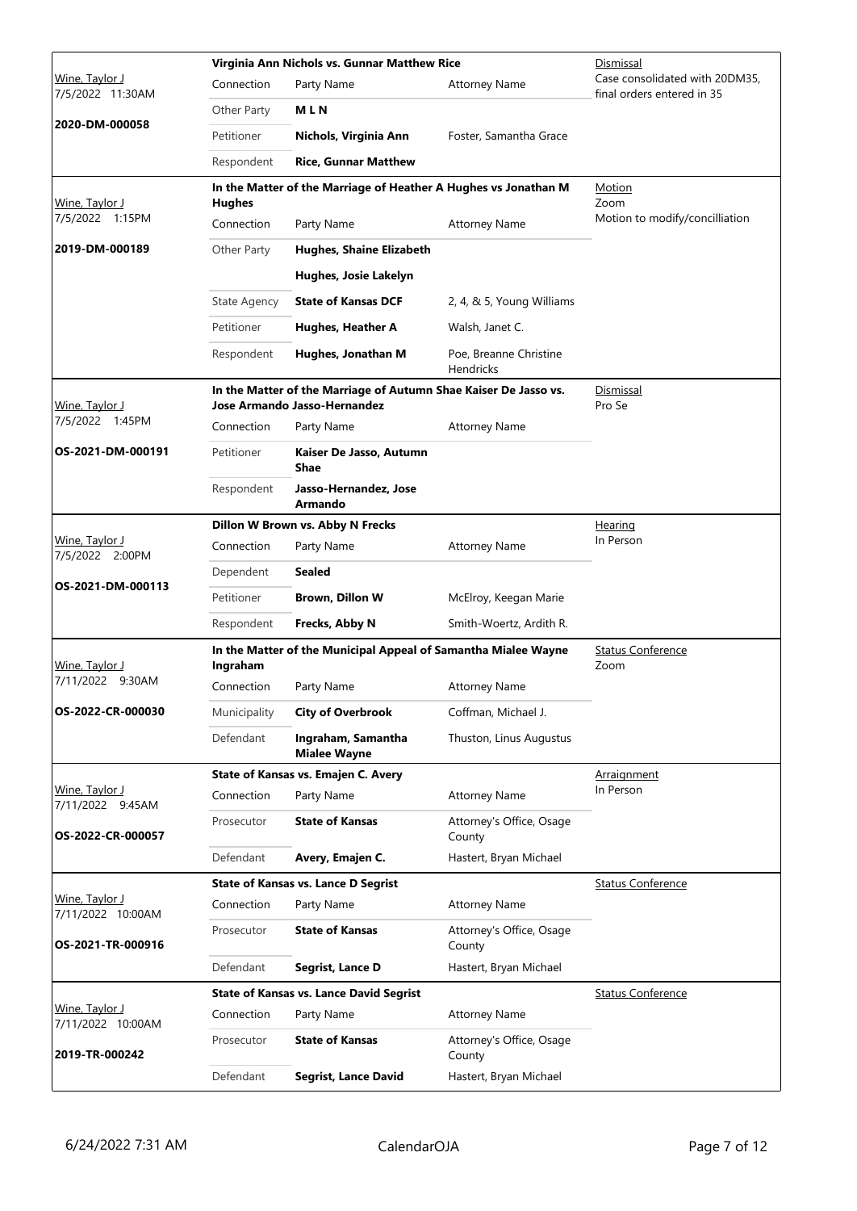| Judge / Date / Case | Case Title | | | Hearing |
|---|---|---|---|---|
| Wine, Taylor J<br>7/5/2022 11:30AM<br>**2020-DM-000058** | **Virginia Ann Nichols vs. Gunnar Matthew Rice** | | | Dismissal<br>Case consolidated with 20DM35, final orders entered in 35 |
| | Connection | Party Name | Attorney Name | |
| | Other Party | **M L N** | | |
| | Petitioner | **Nichols, Virginia Ann** | Foster, Samantha Grace | |
| | Respondent | **Rice, Gunnar Matthew** | | |
| Wine, Taylor J<br>7/5/2022 1:15PM<br>**2019-DM-000189** | **In the Matter of the Marriage of Heather A Hughes vs Jonathan M Hughes** | | | Motion<br>Zoom<br>Motion to modify/conciliation |
| | Connection | Party Name | Attorney Name | |
| | Other Party | **Hughes, Shaine Elizabeth** | | |
| | | **Hughes, Josie Lakelyn** | | |
| | State Agency | **State of Kansas DCF** | 2, 4, & 5, Young Williams | |
| | Petitioner | **Hughes, Heather A** | Walsh, Janet C. | |
| | Respondent | **Hughes, Jonathan M** | Poe, Breanne Christine Hendricks | |
| Wine, Taylor J<br>7/5/2022 1:45PM<br>**OS-2021-DM-000191** | **In the Matter of the Marriage of Autumn Shae Kaiser De Jasso vs. Jose Armando Jasso-Hernandez** | | | Dismissal<br>Pro Se |
| | Connection | Party Name | Attorney Name | |
| | Petitioner | **Kaiser De Jasso, Autumn Shae** | | |
| | Respondent | **Jasso-Hernandez, Jose Armando** | | |
| Wine, Taylor J<br>7/5/2022 2:00PM<br>**OS-2021-DM-000113** | **Dillon W Brown vs. Abby N Frecks** | | | Hearing<br>In Person |
| | Connection | Party Name | Attorney Name | |
| | Dependent | **Sealed** | | |
| | Petitioner | **Brown, Dillon W** | McElroy, Keegan Marie | |
| | Respondent | **Frecks, Abby N** | Smith-Woertz, Ardith R. | |
| Wine, Taylor J<br>7/11/2022 9:30AM<br>**OS-2022-CR-000030** | **In the Matter of the Municipal Appeal of Samantha Mialee Wayne Ingraham** | | | Status Conference<br>Zoom |
| | Connection | Party Name | Attorney Name | |
| | Municipality | **City of Overbrook** | Coffman, Michael J. | |
| | Defendant | **Ingraham, Samantha Mialee Wayne** | Thuston, Linus Augustus | |
| Wine, Taylor J<br>7/11/2022 9:45AM<br>**OS-2022-CR-000057** | **State of Kansas vs. Emajen C. Avery** | | | Arraignment<br>In Person |
| | Connection | Party Name | Attorney Name | |
| | Prosecutor | **State of Kansas** | Attorney's Office, Osage County | |
| | Defendant | **Avery, Emajen C.** | Hastert, Bryan Michael | |
| Wine, Taylor J<br>7/11/2022 10:00AM<br>**OS-2021-TR-000916** | **State of Kansas vs. Lance D Segrist** | | | Status Conference |
| | Connection | Party Name | Attorney Name | |
| | Prosecutor | **State of Kansas** | Attorney's Office, Osage County | |
| | Defendant | **Segrist, Lance D** | Hastert, Bryan Michael | |
| Wine, Taylor J<br>7/11/2022 10:00AM<br>**2019-TR-000242** | **State of Kansas vs. Lance David Segrist** | | | Status Conference |
| | Connection | Party Name | Attorney Name | |
| | Prosecutor | **State of Kansas** | Attorney's Office, Osage County | |
| | Defendant | **Segrist, Lance David** | Hastert, Bryan Michael | |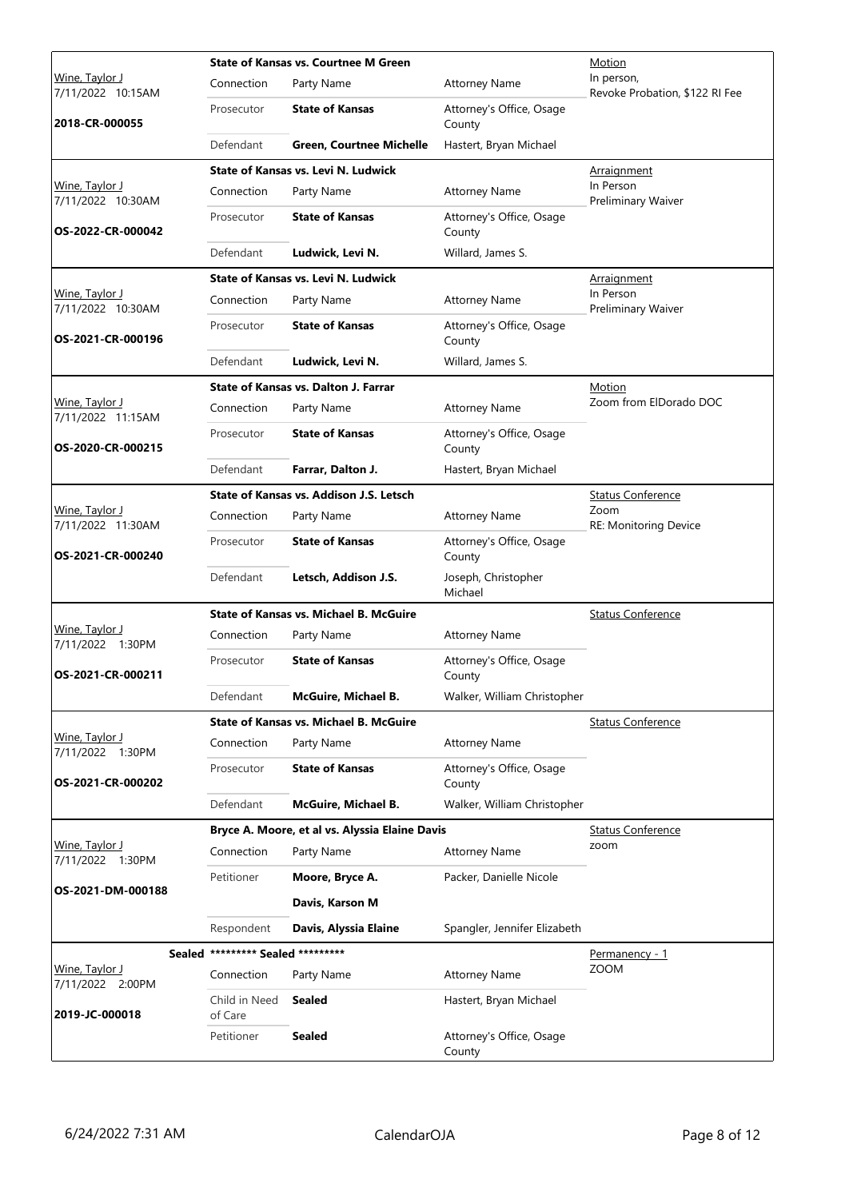| Judge / Date / Case | Case Title | Connection | Party Name | Attorney Name | Hearing |
|---|---|---|---|---|---|
| Wine, Taylor J<br>7/11/2022 10:15AM<br>**2018-CR-000055** | **State of Kansas vs. Courtnee M Green** | Prosecutor | **State of Kansas** | Attorney's Office, Osage County | Motion<br>In person,<br>Revoke Probation, $122 RI Fee |
| | | Defendant | **Green, Courtnee Michelle** | Hastert, Bryan Michael | |
| Wine, Taylor J<br>7/11/2022 10:30AM<br>**OS-2022-CR-000042** | **State of Kansas vs. Levi N. Ludwick** | Prosecutor | **State of Kansas** | Attorney's Office, Osage County | Arraignment<br>In Person<br>Preliminary Waiver |
| | | Defendant | **Ludwick, Levi N.** | Willard, James S. | |
| Wine, Taylor J<br>7/11/2022 10:30AM<br>**OS-2021-CR-000196** | **State of Kansas vs. Levi N. Ludwick** | Prosecutor | **State of Kansas** | Attorney's Office, Osage County | Arraignment<br>In Person<br>Preliminary Waiver |
| | | Defendant | **Ludwick, Levi N.** | Willard, James S. | |
| Wine, Taylor J<br>7/11/2022 11:15AM<br>**OS-2020-CR-000215** | **State of Kansas vs. Dalton J. Farrar** | Prosecutor | **State of Kansas** | Attorney's Office, Osage County | Motion<br>Zoom from ElDorado DOC |
| | | Defendant | **Farrar, Dalton J.** | Hastert, Bryan Michael | |
| Wine, Taylor J<br>7/11/2022 11:30AM<br>**OS-2021-CR-000240** | **State of Kansas vs. Addison J.S. Letsch** | Prosecutor | **State of Kansas** | Attorney's Office, Osage County | Status Conference<br>Zoom<br>RE: Monitoring Device |
| | | Defendant | **Letsch, Addison J.S.** | Joseph, Christopher Michael | |
| Wine, Taylor J<br>7/11/2022 1:30PM<br>**OS-2021-CR-000211** | **State of Kansas vs. Michael B. McGuire** | Prosecutor | **State of Kansas** | Attorney's Office, Osage County | Status Conference |
| | | Defendant | **McGuire, Michael B.** | Walker, William Christopher | |
| Wine, Taylor J<br>7/11/2022 1:30PM<br>**OS-2021-CR-000202** | **State of Kansas vs. Michael B. McGuire** | Prosecutor | **State of Kansas** | Attorney's Office, Osage County | Status Conference |
| | | Defendant | **McGuire, Michael B.** | Walker, William Christopher | |
| Wine, Taylor J<br>7/11/2022 1:30PM<br>**OS-2021-DM-000188** | **Bryce A. Moore, et al vs. Alyssia Elaine Davis** | Petitioner | **Moore, Bryce A.** | Packer, Danielle Nicole | Status Conference<br>zoom |
| | | | **Davis, Karson M** | | |
| | | Respondent | **Davis, Alyssia Elaine** | Spangler, Jennifer Elizabeth | |
| Wine, Taylor J<br>7/11/2022 2:00PM<br>**2019-JC-000018** | **Sealed \*\*\*\*\*\*\*\*\* Sealed \*\*\*\*\*\*\*\*\*** | Child in Need of Care | **Sealed** | Hastert, Bryan Michael | Permanency - 1<br>ZOOM |
| | | Petitioner | **Sealed** | Attorney's Office, Osage County | |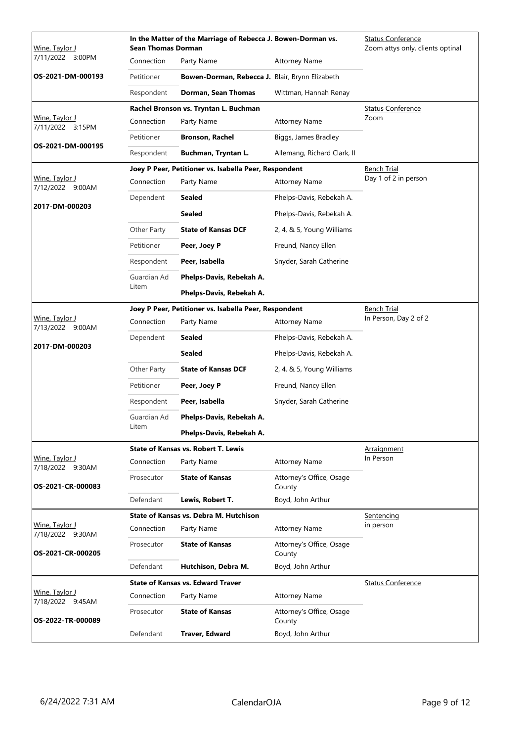| Judge / Date / Case | Case Title | | | Hearing |
|---|---|---|---|---|
| Wine, Taylor J 7/11/2022 3:00PM **OS-2021-DM-000193** | **In the Matter of the Marriage of Rebecca J. Bowen-Dorman vs. Sean Thomas Dorman** | | | Status Conference Zoom attys only, clients optinal |
| | Connection | Party Name | Attorney Name | |
| | Petitioner | **Bowen-Dorman, Rebecca J.** | Blair, Brynn Elizabeth | |
| | Respondent | **Dorman, Sean Thomas** | Wittman, Hannah Renay | |
| Wine, Taylor J 7/11/2022 3:15PM **OS-2021-DM-000195** | **Rachel Bronson vs. Tryntan L. Buchman** | | | Status Conference Zoom |
| | Connection | Party Name | Attorney Name | |
| | Petitioner | **Bronson, Rachel** | Biggs, James Bradley | |
| | Respondent | **Buchman, Tryntan L.** | Allemang, Richard Clark, II | |
| Wine, Taylor J 7/12/2022 9:00AM **2017-DM-000203** | **Joey P Peer, Petitioner vs. Isabella Peer, Respondent** | | | Bench Trial Day 1 of 2 in person |
| | Connection | Party Name | Attorney Name | |
| | Dependent | **Sealed** | Phelps-Davis, Rebekah A. | |
| | | **Sealed** | Phelps-Davis, Rebekah A. | |
| | Other Party | **State of Kansas DCF** | 2, 4, & 5, Young Williams | |
| | Petitioner | **Peer, Joey P** | Freund, Nancy Ellen | |
| | Respondent | **Peer, Isabella** | Snyder, Sarah Catherine | |
| | Guardian Ad Litem | **Phelps-Davis, Rebekah A.** | | |
| | | **Phelps-Davis, Rebekah A.** | | |
| Wine, Taylor J 7/13/2022 9:00AM **2017-DM-000203** | **Joey P Peer, Petitioner vs. Isabella Peer, Respondent** | | | Bench Trial In Person, Day 2 of 2 |
| | Connection | Party Name | Attorney Name | |
| | Dependent | **Sealed** | Phelps-Davis, Rebekah A. | |
| | | **Sealed** | Phelps-Davis, Rebekah A. | |
| | Other Party | **State of Kansas DCF** | 2, 4, & 5, Young Williams | |
| | Petitioner | **Peer, Joey P** | Freund, Nancy Ellen | |
| | Respondent | **Peer, Isabella** | Snyder, Sarah Catherine | |
| | Guardian Ad Litem | **Phelps-Davis, Rebekah A.** | | |
| | | **Phelps-Davis, Rebekah A.** | | |
| Wine, Taylor J 7/18/2022 9:30AM **OS-2021-CR-000083** | **State of Kansas vs. Robert T. Lewis** | | | Arraignment In Person |
| | Connection | Party Name | Attorney Name | |
| | Prosecutor | **State of Kansas** | Attorney's Office, Osage County | |
| | Defendant | **Lewis, Robert T.** | Boyd, John Arthur | |
| Wine, Taylor J 7/18/2022 9:30AM **OS-2021-CR-000205** | **State of Kansas vs. Debra M. Hutchison** | | | Sentencing in person |
| | Connection | Party Name | Attorney Name | |
| | Prosecutor | **State of Kansas** | Attorney's Office, Osage County | |
| | Defendant | **Hutchison, Debra M.** | Boyd, John Arthur | |
| Wine, Taylor J 7/18/2022 9:45AM **OS-2022-TR-000089** | **State of Kansas vs. Edward Traver** | | | Status Conference |
| | Connection | Party Name | Attorney Name | |
| | Prosecutor | **State of Kansas** | Attorney's Office, Osage County | |
| | Defendant | **Traver, Edward** | Boyd, John Arthur | |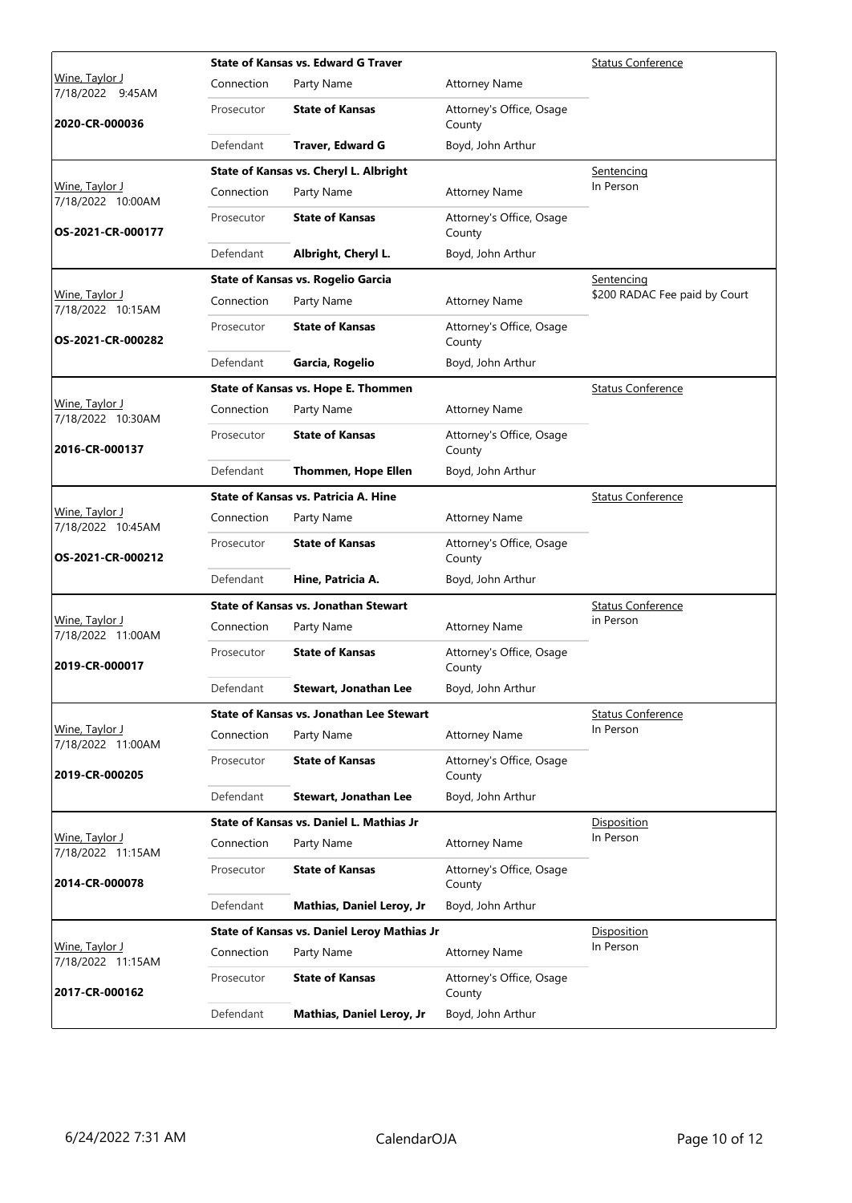| Judge / Date / Case | Connection | Party Name | Attorney Name | Hearing |
|---|---|---|---|---|
| Wine, Taylor J<br>7/18/2022 9:45AM<br>**2020-CR-000036** | **State of Kansas vs. Edward G Traver** | | | Status Conference |
| | Prosecutor | **State of Kansas** | Attorney's Office, Osage County | |
| | Defendant | **Traver, Edward G** | Boyd, John Arthur | |
| Wine, Taylor J<br>7/18/2022 10:00AM<br>**OS-2021-CR-000177** | **State of Kansas vs. Cheryl L. Albright** | | | Sentencing<br>In Person |
| | Prosecutor | **State of Kansas** | Attorney's Office, Osage County | |
| | Defendant | **Albright, Cheryl L.** | Boyd, John Arthur | |
| Wine, Taylor J<br>7/18/2022 10:15AM<br>**OS-2021-CR-000282** | **State of Kansas vs. Rogelio Garcia** | | | Sentencing<br>$200 RADAC Fee paid by Court |
| | Prosecutor | **State of Kansas** | Attorney's Office, Osage County | |
| | Defendant | **Garcia, Rogelio** | Boyd, John Arthur | |
| Wine, Taylor J<br>7/18/2022 10:30AM<br>**2016-CR-000137** | **State of Kansas vs. Hope E. Thommen** | | | Status Conference |
| | Prosecutor | **State of Kansas** | Attorney's Office, Osage County | |
| | Defendant | **Thommen, Hope Ellen** | Boyd, John Arthur | |
| Wine, Taylor J<br>7/18/2022 10:45AM<br>**OS-2021-CR-000212** | **State of Kansas vs. Patricia A. Hine** | | | Status Conference |
| | Prosecutor | **State of Kansas** | Attorney's Office, Osage County | |
| | Defendant | **Hine, Patricia A.** | Boyd, John Arthur | |
| Wine, Taylor J<br>7/18/2022 11:00AM<br>**2019-CR-000017** | **State of Kansas vs. Jonathan Stewart** | | | Status Conference<br>in Person |
| | Prosecutor | **State of Kansas** | Attorney's Office, Osage County | |
| | Defendant | **Stewart, Jonathan Lee** | Boyd, John Arthur | |
| Wine, Taylor J<br>7/18/2022 11:00AM<br>**2019-CR-000205** | **State of Kansas vs. Jonathan Lee Stewart** | | | Status Conference<br>In Person |
| | Prosecutor | **State of Kansas** | Attorney's Office, Osage County | |
| | Defendant | **Stewart, Jonathan Lee** | Boyd, John Arthur | |
| Wine, Taylor J<br>7/18/2022 11:15AM<br>**2014-CR-000078** | **State of Kansas vs. Daniel L. Mathias Jr** | | | Disposition<br>In Person |
| | Prosecutor | **State of Kansas** | Attorney's Office, Osage County | |
| | Defendant | **Mathias, Daniel Leroy, Jr** | Boyd, John Arthur | |
| Wine, Taylor J<br>7/18/2022 11:15AM<br>**2017-CR-000162** | **State of Kansas vs. Daniel Leroy Mathias Jr** | | | Disposition<br>In Person |
| | Prosecutor | **State of Kansas** | Attorney's Office, Osage County | |
| | Defendant | **Mathias, Daniel Leroy, Jr** | Boyd, John Arthur | |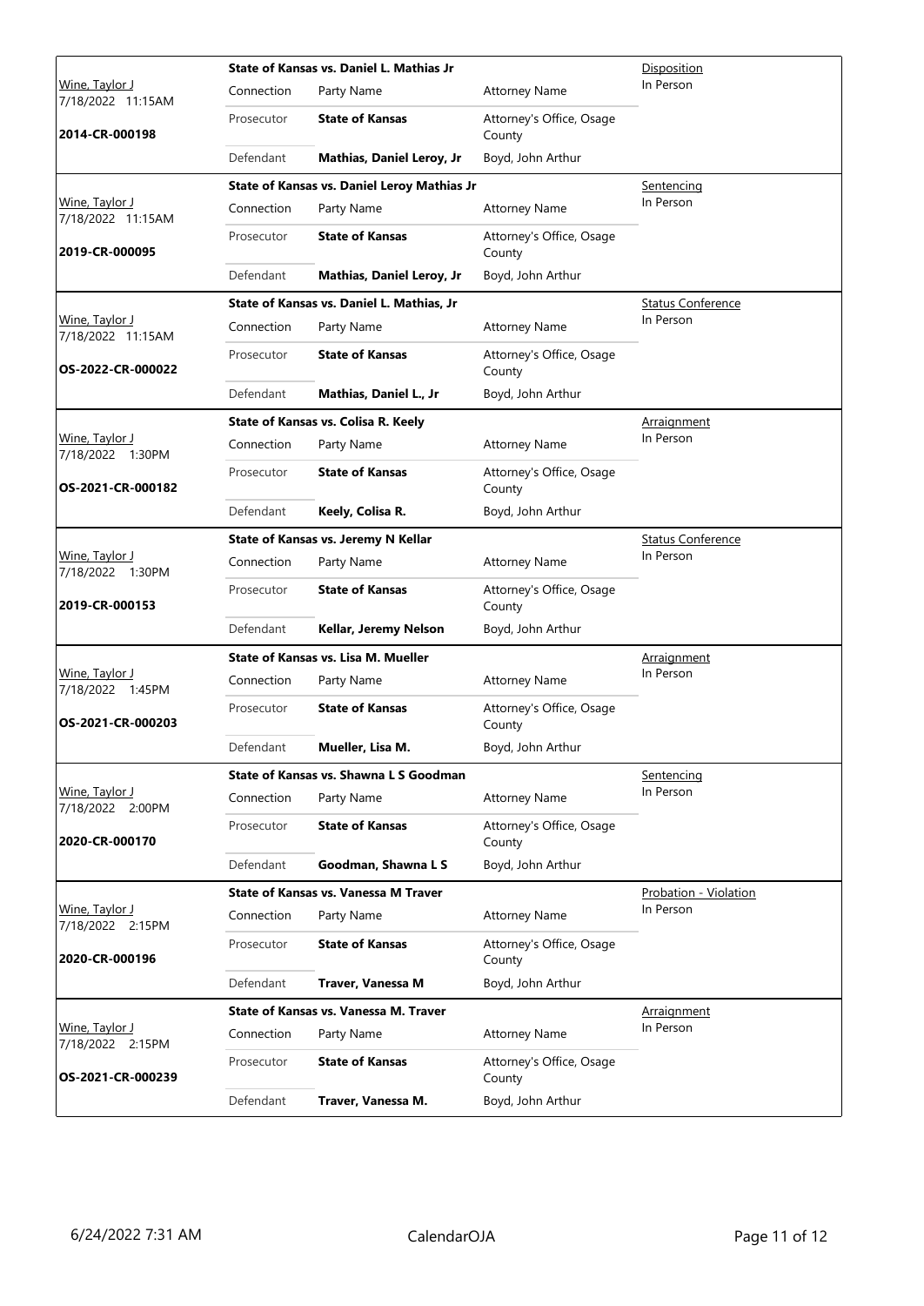| Judge / Date / Case | Case Title | Connection | Party Name | Attorney Name | Hearing Type |
|---|---|---|---|---|---|
| Wine, Taylor J<br>7/18/2022 11:15AM<br>**2014-CR-000198** | **State of Kansas vs. Daniel L. Mathias Jr** | Prosecutor | **State of Kansas** | Attorney's Office, Osage County | Disposition<br>In Person |
| | | Defendant | **Mathias, Daniel Leroy, Jr** | Boyd, John Arthur | |
| Wine, Taylor J<br>7/18/2022 11:15AM<br>**2019-CR-000095** | **State of Kansas vs. Daniel Leroy Mathias Jr** | Prosecutor | **State of Kansas** | Attorney's Office, Osage County | Sentencing<br>In Person |
| | | Defendant | **Mathias, Daniel Leroy, Jr** | Boyd, John Arthur | |
| Wine, Taylor J<br>7/18/2022 11:15AM<br>**OS-2022-CR-000022** | **State of Kansas vs. Daniel L. Mathias, Jr** | Prosecutor | **State of Kansas** | Attorney's Office, Osage County | Status Conference<br>In Person |
| | | Defendant | **Mathias, Daniel L., Jr** | Boyd, John Arthur | |
| Wine, Taylor J<br>7/18/2022 1:30PM<br>**OS-2021-CR-000182** | **State of Kansas vs. Colisa R. Keely** | Prosecutor | **State of Kansas** | Attorney's Office, Osage County | Arraignment<br>In Person |
| | | Defendant | **Keely, Colisa R.** | Boyd, John Arthur | |
| Wine, Taylor J<br>7/18/2022 1:30PM<br>**2019-CR-000153** | **State of Kansas vs. Jeremy N Kellar** | Prosecutor | **State of Kansas** | Attorney's Office, Osage County | Status Conference<br>In Person |
| | | Defendant | **Kellar, Jeremy Nelson** | Boyd, John Arthur | |
| Wine, Taylor J<br>7/18/2022 1:45PM<br>**OS-2021-CR-000203** | **State of Kansas vs. Lisa M. Mueller** | Prosecutor | **State of Kansas** | Attorney's Office, Osage County | Arraignment<br>In Person |
| | | Defendant | **Mueller, Lisa M.** | Boyd, John Arthur | |
| Wine, Taylor J<br>7/18/2022 2:00PM<br>**2020-CR-000170** | **State of Kansas vs. Shawna L S Goodman** | Prosecutor | **State of Kansas** | Attorney's Office, Osage County | Sentencing<br>In Person |
| | | Defendant | **Goodman, Shawna L S** | Boyd, John Arthur | |
| Wine, Taylor J<br>7/18/2022 2:15PM<br>**2020-CR-000196** | **State of Kansas vs. Vanessa M Traver** | Prosecutor | **State of Kansas** | Attorney's Office, Osage County | Probation - Violation<br>In Person |
| | | Defendant | **Traver, Vanessa M** | Boyd, John Arthur | |
| Wine, Taylor J<br>7/18/2022 2:15PM<br>**OS-2021-CR-000239** | **State of Kansas vs. Vanessa M. Traver** | Prosecutor | **State of Kansas** | Attorney's Office, Osage County | Arraignment<br>In Person |
| | | Defendant | **Traver, Vanessa M.** | Boyd, John Arthur | |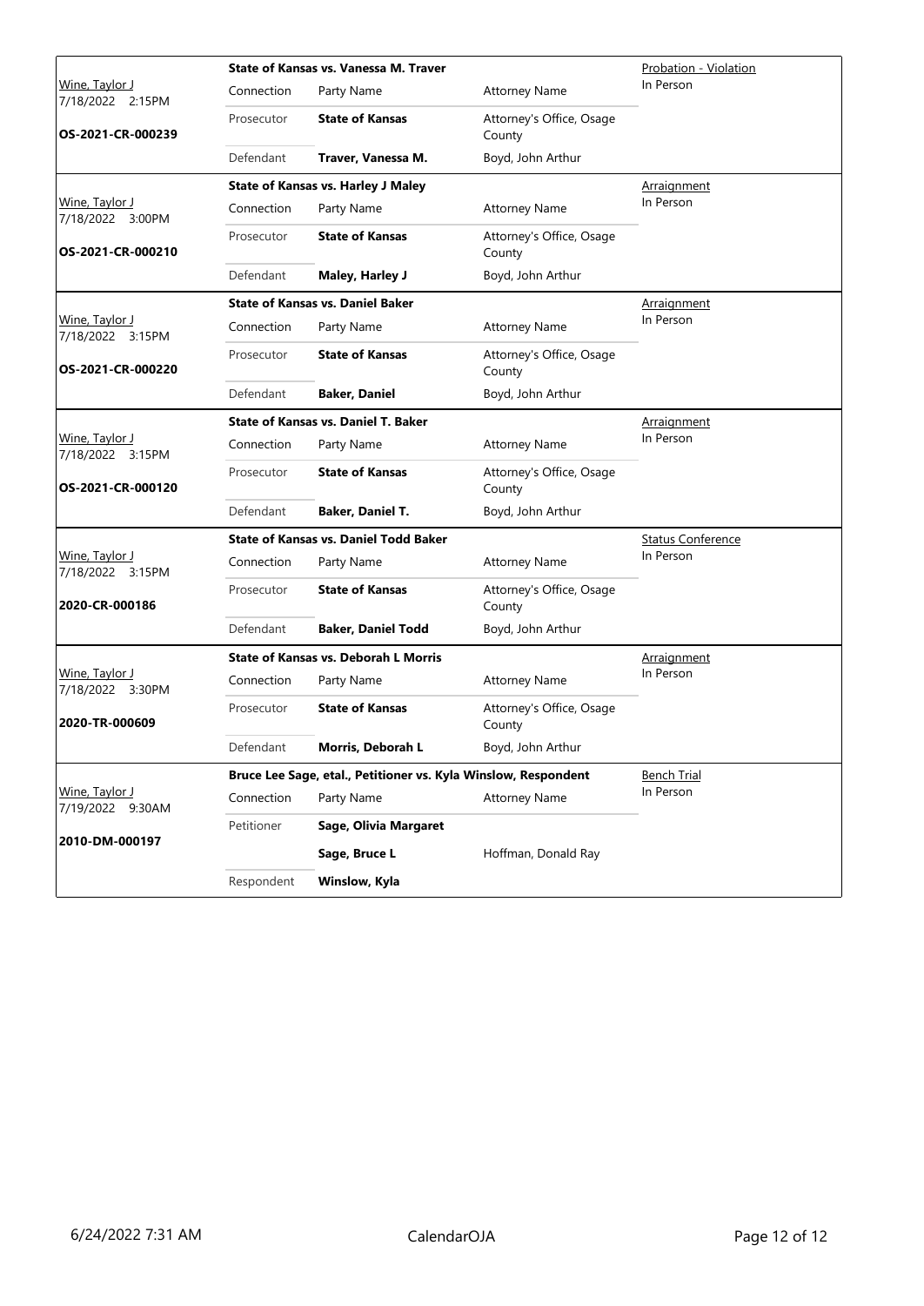| Judge / Date / Case | Case Title | | | Hearing |
|---|---|---|---|---|
| Wine, Taylor J<br>7/18/2022 2:15PM<br>**OS-2021-CR-000239** | **State of Kansas vs. Vanessa M. Traver** | | | Probation - Violation<br>In Person |
| | Connection | Party Name | Attorney Name | |
| | Prosecutor | **State of Kansas** | Attorney's Office, Osage County | |
| | Defendant | **Traver, Vanessa M.** | Boyd, John Arthur | |
| Wine, Taylor J<br>7/18/2022 3:00PM<br>**OS-2021-CR-000210** | **State of Kansas vs. Harley J Maley** | | | Arraignment<br>In Person |
| | Connection | Party Name | Attorney Name | |
| | Prosecutor | **State of Kansas** | Attorney's Office, Osage County | |
| | Defendant | **Maley, Harley J** | Boyd, John Arthur | |
| Wine, Taylor J<br>7/18/2022 3:15PM<br>**OS-2021-CR-000220** | **State of Kansas vs. Daniel Baker** | | | Arraignment<br>In Person |
| | Connection | Party Name | Attorney Name | |
| | Prosecutor | **State of Kansas** | Attorney's Office, Osage County | |
| | Defendant | **Baker, Daniel** | Boyd, John Arthur | |
| Wine, Taylor J<br>7/18/2022 3:15PM<br>**OS-2021-CR-000120** | **State of Kansas vs. Daniel T. Baker** | | | Arraignment<br>In Person |
| | Connection | Party Name | Attorney Name | |
| | Prosecutor | **State of Kansas** | Attorney's Office, Osage County | |
| | Defendant | **Baker, Daniel T.** | Boyd, John Arthur | |
| Wine, Taylor J<br>7/18/2022 3:15PM<br>**2020-CR-000186** | **State of Kansas vs. Daniel Todd Baker** | | | Status Conference<br>In Person |
| | Connection | Party Name | Attorney Name | |
| | Prosecutor | **State of Kansas** | Attorney's Office, Osage County | |
| | Defendant | **Baker, Daniel Todd** | Boyd, John Arthur | |
| Wine, Taylor J<br>7/18/2022 3:30PM<br>**2020-TR-000609** | **State of Kansas vs. Deborah L Morris** | | | Arraignment<br>In Person |
| | Connection | Party Name | Attorney Name | |
| | Prosecutor | **State of Kansas** | Attorney's Office, Osage County | |
| | Defendant | **Morris, Deborah L** | Boyd, John Arthur | |
| Wine, Taylor J<br>7/19/2022 9:30AM<br>**2010-DM-000197** | **Bruce Lee Sage, etal., Petitioner vs. Kyla Winslow, Respondent** | | | Bench Trial<br>In Person |
| | Connection | Party Name | Attorney Name | |
| | Petitioner | **Sage, Olivia Margaret** | | |
| | | **Sage, Bruce L** | Hoffman, Donald Ray | |
| | Respondent | **Winslow, Kyla** | | |